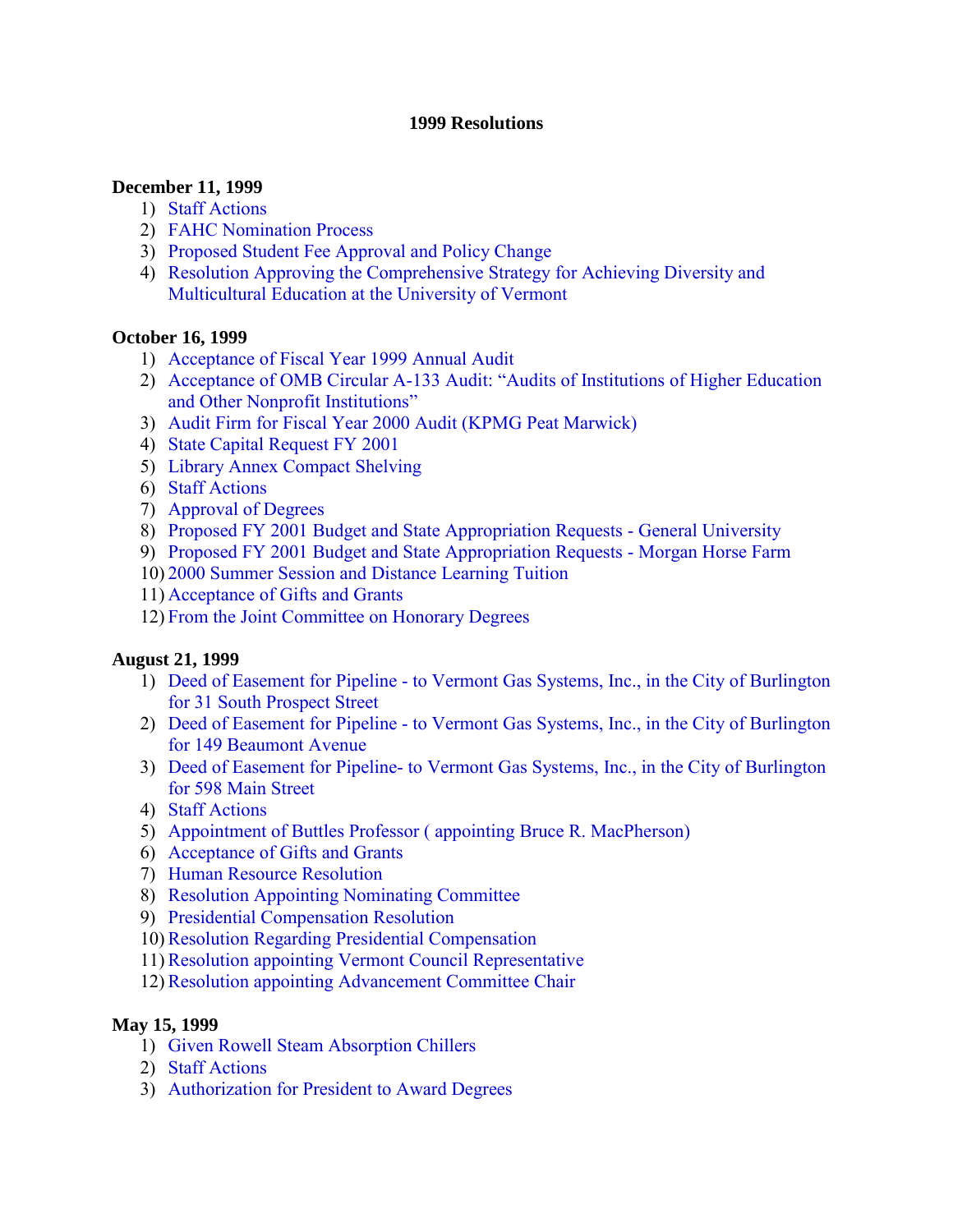# 1999 Resolutions

**December 11, 1999**

1) Staff Actions
2) FAHC Nomination Process
3) Proposed Student Fee Approval and Policy Change
4) Resolution Approving the Comprehensive Strategy for Achieving Diversity and Multicultural Education at the University of Vermont

**October 16, 1999**

1) Acceptance of Fiscal Year 1999 Annual Audit
2) Acceptance of OMB Circular A-133 Audit: "Audits of Institutions of Higher Education and Other Nonprofit Institutions"
3) Audit Firm for Fiscal Year 2000 Audit (KPMG Peat Marwick)
4) State Capital Request FY 2001
5) Library Annex Compact Shelving
6) Staff Actions
7) Approval of Degrees
8) Proposed FY 2001 Budget and State Appropriation Requests - General University
9) Proposed FY 2001 Budget and State Appropriation Requests - Morgan Horse Farm
10) 2000 Summer Session and Distance Learning Tuition
11) Acceptance of Gifts and Grants
12) From the Joint Committee on Honorary Degrees

**August 21, 1999**

1) Deed of Easement for Pipeline - to Vermont Gas Systems, Inc., in the City of Burlington for 31 South Prospect Street
2) Deed of Easement for Pipeline - to Vermont Gas Systems, Inc., in the City of Burlington for 149 Beaumont Avenue
3) Deed of Easement for Pipeline- to Vermont Gas Systems, Inc., in the City of Burlington for 598 Main Street
4) Staff Actions
5) Appointment of Buttles Professor ( appointing Bruce R. MacPherson)
6) Acceptance of Gifts and Grants
7) Human Resource Resolution
8) Resolution Appointing Nominating Committee
9) Presidential Compensation Resolution
10) Resolution Regarding Presidential Compensation
11) Resolution appointing Vermont Council Representative
12) Resolution appointing Advancement Committee Chair

**May 15, 1999**

1) Given Rowell Steam Absorption Chillers
2) Staff Actions
3) Authorization for President to Award Degrees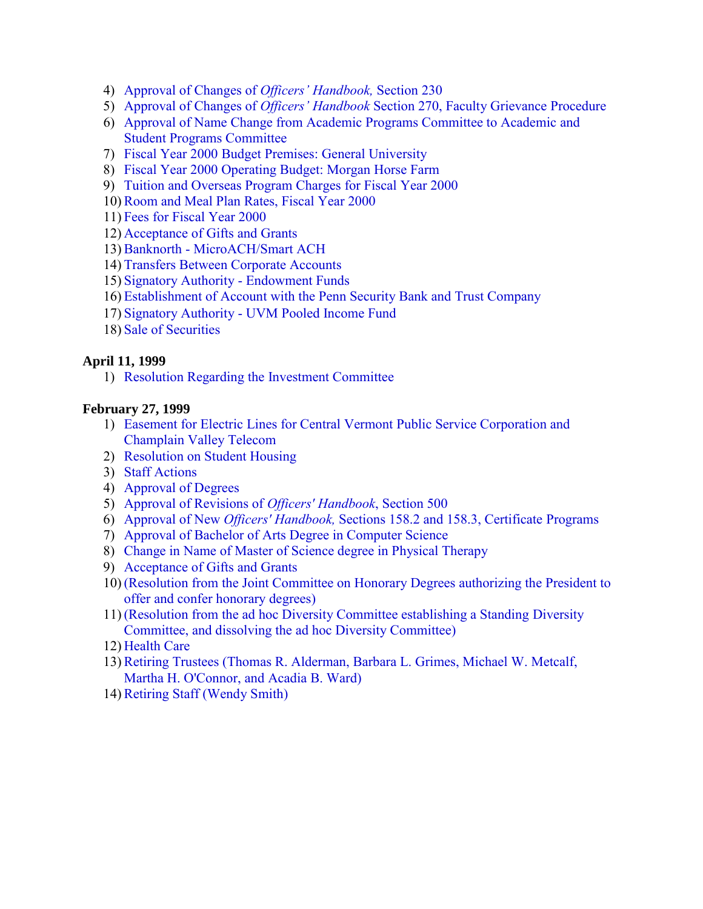4) Approval of Changes of *Officers' Handbook,* Section 230
5) Approval of Changes of *Officers' Handbook* Section 270, Faculty Grievance Procedure
6) Approval of Name Change from Academic Programs Committee to Academic and Student Programs Committee
7) Fiscal Year 2000 Budget Premises: General University
8) Fiscal Year 2000 Operating Budget: Morgan Horse Farm
9) Tuition and Overseas Program Charges for Fiscal Year 2000
10) Room and Meal Plan Rates, Fiscal Year 2000
11) Fees for Fiscal Year 2000
12) Acceptance of Gifts and Grants
13) Banknorth - MicroACH/Smart ACH
14) Transfers Between Corporate Accounts
15) Signatory Authority - Endowment Funds
16) Establishment of Account with the Penn Security Bank and Trust Company
17) Signatory Authority - UVM Pooled Income Fund
18) Sale of Securities

**April 11, 1999**

1) Resolution Regarding the Investment Committee

**February 27, 1999**

1) Easement for Electric Lines for Central Vermont Public Service Corporation and Champlain Valley Telecom
2) Resolution on Student Housing
3) Staff Actions
4) Approval of Degrees
5) Approval of Revisions of *Officers' Handbook*, Section 500
6) Approval of New *Officers' Handbook,* Sections 158.2 and 158.3, Certificate Programs
7) Approval of Bachelor of Arts Degree in Computer Science
8) Change in Name of Master of Science degree in Physical Therapy
9) Acceptance of Gifts and Grants
10) (Resolution from the Joint Committee on Honorary Degrees authorizing the President to offer and confer honorary degrees)
11) (Resolution from the ad hoc Diversity Committee establishing a Standing Diversity Committee, and dissolving the ad hoc Diversity Committee)
12) Health Care
13) Retiring Trustees (Thomas R. Alderman, Barbara L. Grimes, Michael W. Metcalf, Martha H. O'Connor, and Acadia B. Ward)
14) Retiring Staff (Wendy Smith)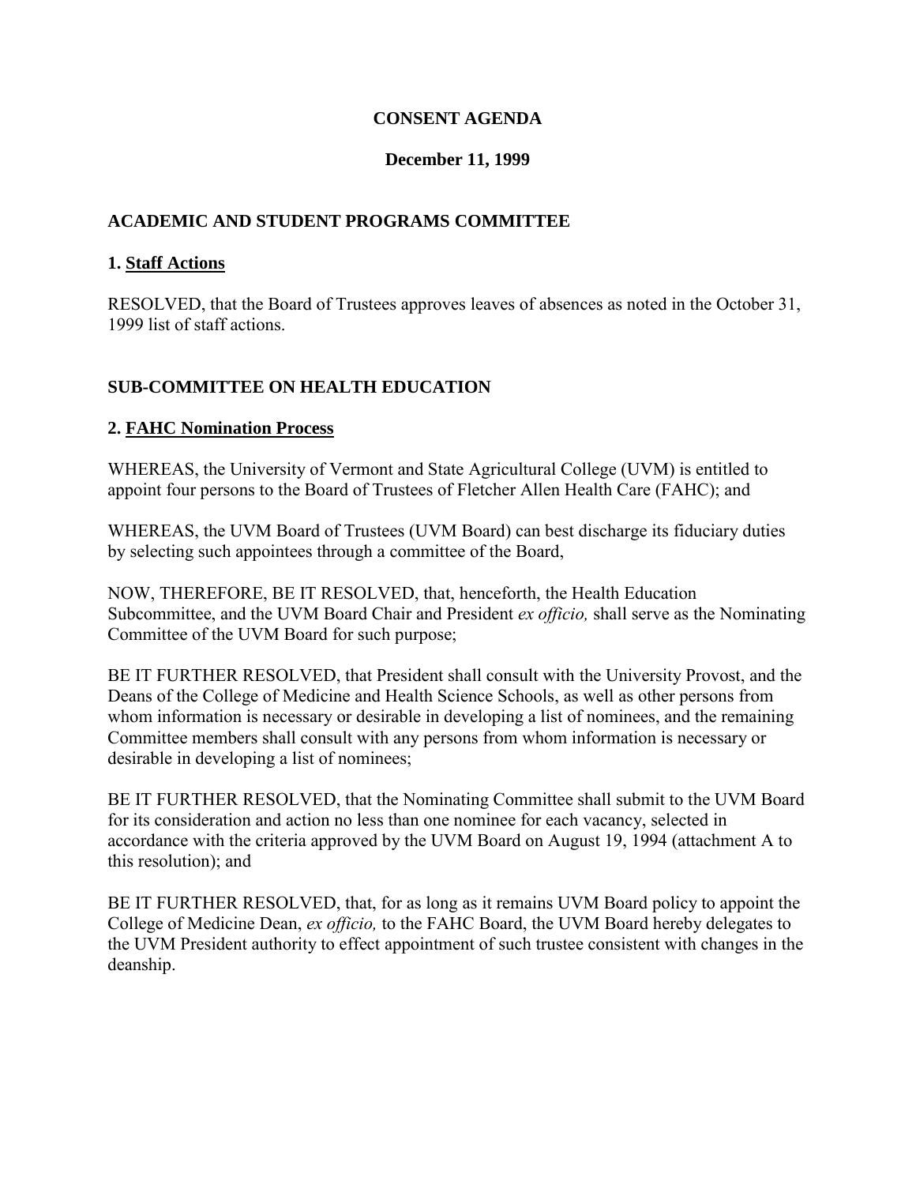**CONSENT AGENDA**

**December 11, 1999**

## ACADEMIC AND STUDENT PROGRAMS COMMITTEE

### 1. Staff Actions

RESOLVED, that the Board of Trustees approves leaves of absences as noted in the October 31, 1999 list of staff actions.

## SUB-COMMITTEE ON HEALTH EDUCATION

### 2. FAHC Nomination Process

WHEREAS, the University of Vermont and State Agricultural College (UVM) is entitled to appoint four persons to the Board of Trustees of Fletcher Allen Health Care (FAHC); and

WHEREAS, the UVM Board of Trustees (UVM Board) can best discharge its fiduciary duties by selecting such appointees through a committee of the Board,

NOW, THEREFORE, BE IT RESOLVED, that, henceforth, the Health Education Subcommittee, and the UVM Board Chair and President *ex officio,* shall serve as the Nominating Committee of the UVM Board for such purpose;

BE IT FURTHER RESOLVED, that President shall consult with the University Provost, and the Deans of the College of Medicine and Health Science Schools, as well as other persons from whom information is necessary or desirable in developing a list of nominees, and the remaining Committee members shall consult with any persons from whom information is necessary or desirable in developing a list of nominees;

BE IT FURTHER RESOLVED, that the Nominating Committee shall submit to the UVM Board for its consideration and action no less than one nominee for each vacancy, selected in accordance with the criteria approved by the UVM Board on August 19, 1994 (attachment A to this resolution); and

BE IT FURTHER RESOLVED, that, for as long as it remains UVM Board policy to appoint the College of Medicine Dean, *ex officio,* to the FAHC Board, the UVM Board hereby delegates to the UVM President authority to effect appointment of such trustee consistent with changes in the deanship.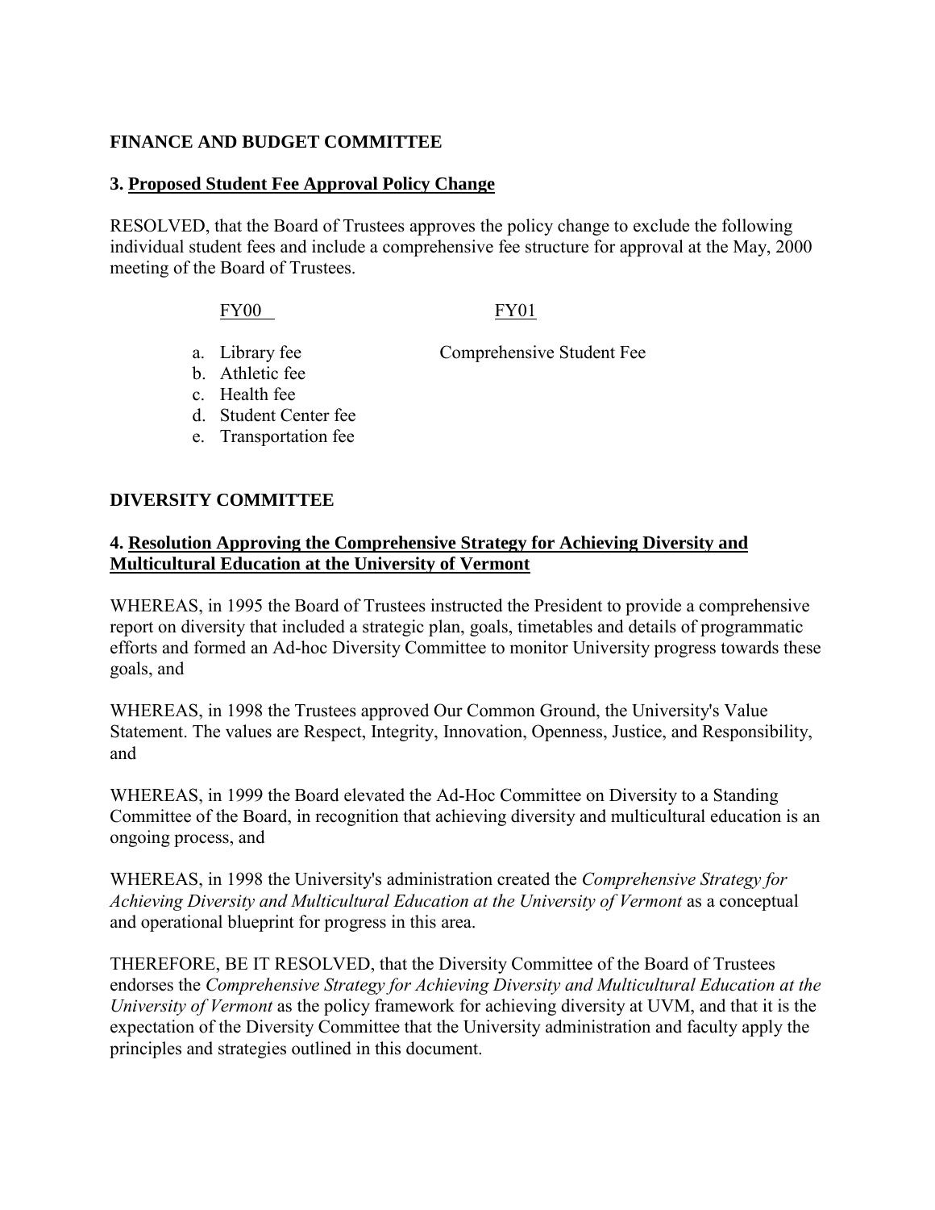**FINANCE AND BUDGET COMMITTEE**

**3. Proposed Student Fee Approval Policy Change**

RESOLVED, that the Board of Trustees approves the policy change to exclude the following individual student fees and include a comprehensive fee structure for approval at the May, 2000 meeting of the Board of Trustees.

| FY00 | FY01 |
|---|---|
| a. Library fee | Comprehensive Student Fee |
| b. Athletic fee | |
| c. Health fee | |
| d. Student Center fee | |
| e. Transportation fee | |

**DIVERSITY COMMITTEE**

**4. Resolution Approving the Comprehensive Strategy for Achieving Diversity and Multicultural Education at the University of Vermont**

WHEREAS, in 1995 the Board of Trustees instructed the President to provide a comprehensive report on diversity that included a strategic plan, goals, timetables and details of programmatic efforts and formed an Ad-hoc Diversity Committee to monitor University progress towards these goals, and

WHEREAS, in 1998 the Trustees approved Our Common Ground, the University's Value Statement. The values are Respect, Integrity, Innovation, Openness, Justice, and Responsibility, and

WHEREAS, in 1999 the Board elevated the Ad-Hoc Committee on Diversity to a Standing Committee of the Board, in recognition that achieving diversity and multicultural education is an ongoing process, and

WHEREAS, in 1998 the University's administration created the *Comprehensive Strategy for Achieving Diversity and Multicultural Education at the University of Vermont* as a conceptual and operational blueprint for progress in this area.

THEREFORE, BE IT RESOLVED, that the Diversity Committee of the Board of Trustees endorses the *Comprehensive Strategy for Achieving Diversity and Multicultural Education at the University of Vermont* as the policy framework for achieving diversity at UVM, and that it is the expectation of the Diversity Committee that the University administration and faculty apply the principles and strategies outlined in this document.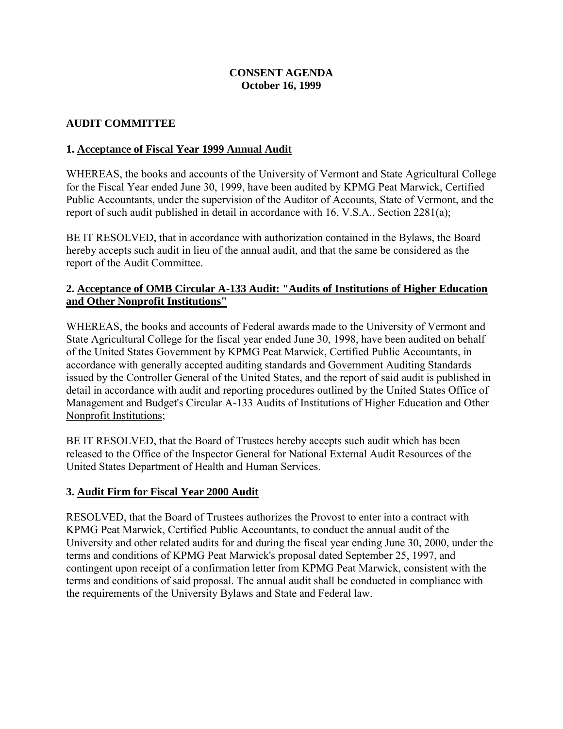**CONSENT AGENDA**
**October 16, 1999**

## AUDIT COMMITTEE

### 1. Acceptance of Fiscal Year 1999 Annual Audit

WHEREAS, the books and accounts of the University of Vermont and State Agricultural College for the Fiscal Year ended June 30, 1999, have been audited by KPMG Peat Marwick, Certified Public Accountants, under the supervision of the Auditor of Accounts, State of Vermont, and the report of such audit published in detail in accordance with 16, V.S.A., Section 2281(a);

BE IT RESOLVED, that in accordance with authorization contained in the Bylaws, the Board hereby accepts such audit in lieu of the annual audit, and that the same be considered as the report of the Audit Committee.

### 2. Acceptance of OMB Circular A-133 Audit: "Audits of Institutions of Higher Education and Other Nonprofit Institutions"

WHEREAS, the books and accounts of Federal awards made to the University of Vermont and State Agricultural College for the fiscal year ended June 30, 1998, have been audited on behalf of the United States Government by KPMG Peat Marwick, Certified Public Accountants, in accordance with generally accepted auditing standards and Government Auditing Standards issued by the Controller General of the United States, and the report of said audit is published in detail in accordance with audit and reporting procedures outlined by the United States Office of Management and Budget's Circular A-133 Audits of Institutions of Higher Education and Other Nonprofit Institutions;

BE IT RESOLVED, that the Board of Trustees hereby accepts such audit which has been released to the Office of the Inspector General for National External Audit Resources of the United States Department of Health and Human Services.

### 3. Audit Firm for Fiscal Year 2000 Audit

RESOLVED, that the Board of Trustees authorizes the Provost to enter into a contract with KPMG Peat Marwick, Certified Public Accountants, to conduct the annual audit of the University and other related audits for and during the fiscal year ending June 30, 2000, under the terms and conditions of KPMG Peat Marwick's proposal dated September 25, 1997, and contingent upon receipt of a confirmation letter from KPMG Peat Marwick, consistent with the terms and conditions of said proposal. The annual audit shall be conducted in compliance with the requirements of the University Bylaws and State and Federal law.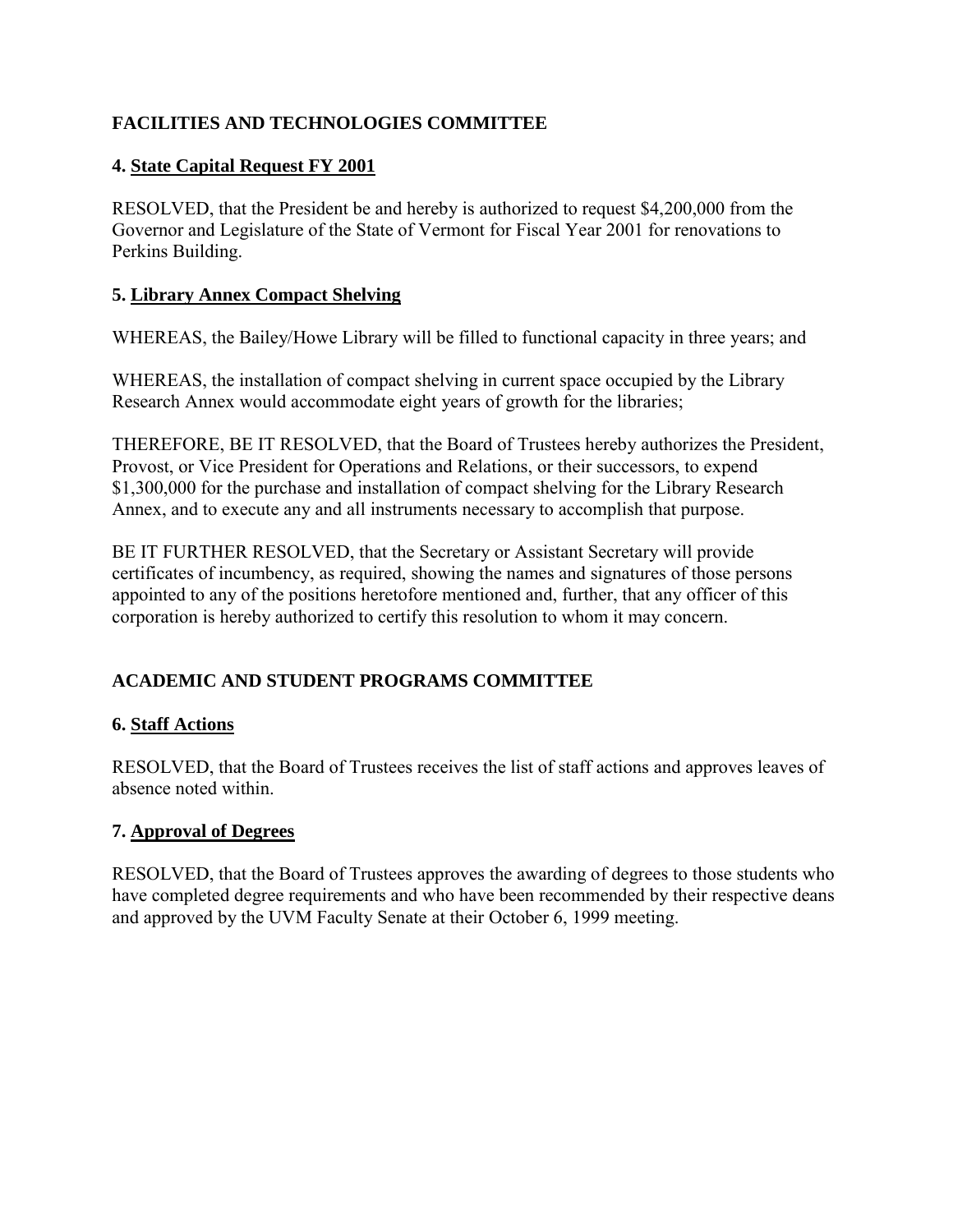## FACILITIES AND TECHNOLOGIES COMMITTEE

### 4. <u>State Capital Request FY 2001</u>

RESOLVED, that the President be and hereby is authorized to request $4,200,000 from the Governor and Legislature of the State of Vermont for Fiscal Year 2001 for renovations to Perkins Building.

### 5. <u>Library Annex Compact Shelving</u>

WHEREAS, the Bailey/Howe Library will be filled to functional capacity in three years; and

WHEREAS, the installation of compact shelving in current space occupied by the Library Research Annex would accommodate eight years of growth for the libraries;

THEREFORE, BE IT RESOLVED, that the Board of Trustees hereby authorizes the President, Provost, or Vice President for Operations and Relations, or their successors, to expend $1,300,000 for the purchase and installation of compact shelving for the Library Research Annex, and to execute any and all instruments necessary to accomplish that purpose.

BE IT FURTHER RESOLVED, that the Secretary or Assistant Secretary will provide certificates of incumbency, as required, showing the names and signatures of those persons appointed to any of the positions heretofore mentioned and, further, that any officer of this corporation is hereby authorized to certify this resolution to whom it may concern.

## ACADEMIC AND STUDENT PROGRAMS COMMITTEE

### 6. <u>Staff Actions</u>

RESOLVED, that the Board of Trustees receives the list of staff actions and approves leaves of absence noted within.

### 7. <u>Approval of Degrees</u>

RESOLVED, that the Board of Trustees approves the awarding of degrees to those students who have completed degree requirements and who have been recommended by their respective deans and approved by the UVM Faculty Senate at their October 6, 1999 meeting.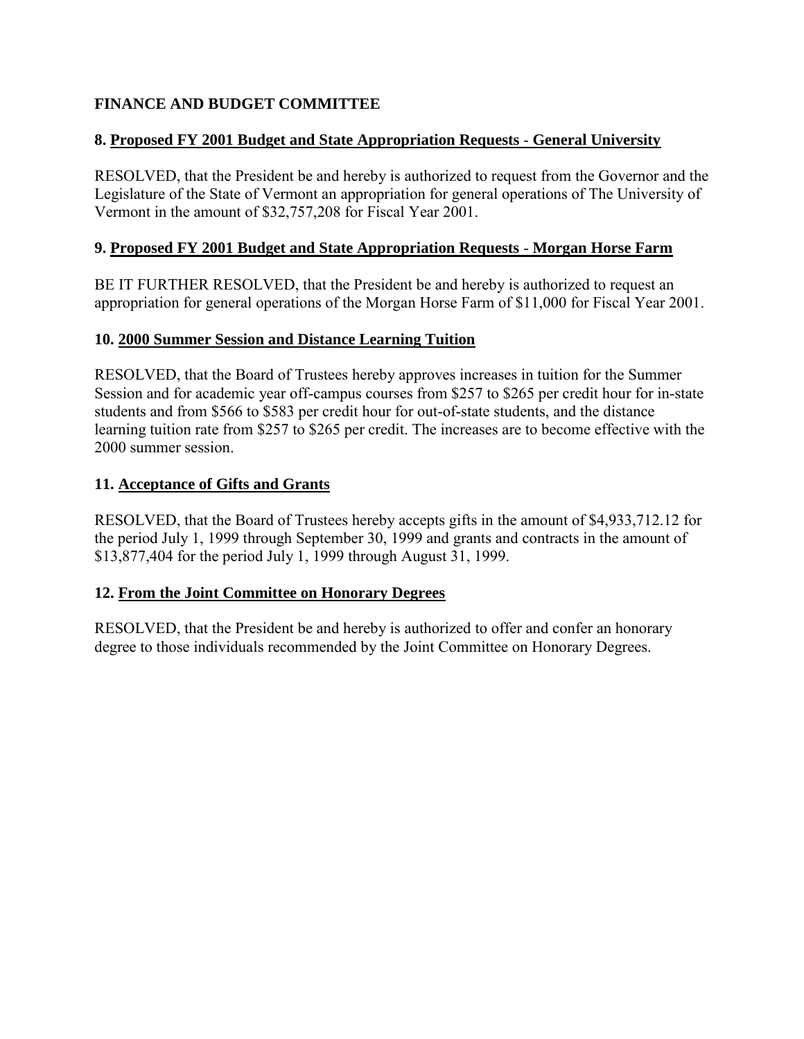**FINANCE AND BUDGET COMMITTEE**

**8. <u>Proposed FY 2001 Budget and State Appropriation Requests - General University</u>**

RESOLVED, that the President be and hereby is authorized to request from the Governor and the Legislature of the State of Vermont an appropriation for general operations of The University of Vermont in the amount of $32,757,208 for Fiscal Year 2001.

**9. <u>Proposed FY 2001 Budget and State Appropriation Requests - Morgan Horse Farm</u>**

BE IT FURTHER RESOLVED, that the President be and hereby is authorized to request an appropriation for general operations of the Morgan Horse Farm of $11,000 for Fiscal Year 2001.

**10. <u>2000 Summer Session and Distance Learning Tuition</u>**

RESOLVED, that the Board of Trustees hereby approves increases in tuition for the Summer Session and for academic year off-campus courses from $257 to $265 per credit hour for in-state students and from $566 to $583 per credit hour for out-of-state students, and the distance learning tuition rate from $257 to $265 per credit. The increases are to become effective with the 2000 summer session.

**11. <u>Acceptance of Gifts and Grants</u>**

RESOLVED, that the Board of Trustees hereby accepts gifts in the amount of $4,933,712.12 for the period July 1, 1999 through September 30, 1999 and grants and contracts in the amount of $13,877,404 for the period July 1, 1999 through August 31, 1999.

**12. <u>From the Joint Committee on Honorary Degrees</u>**

RESOLVED, that the President be and hereby is authorized to offer and confer an honorary degree to those individuals recommended by the Joint Committee on Honorary Degrees.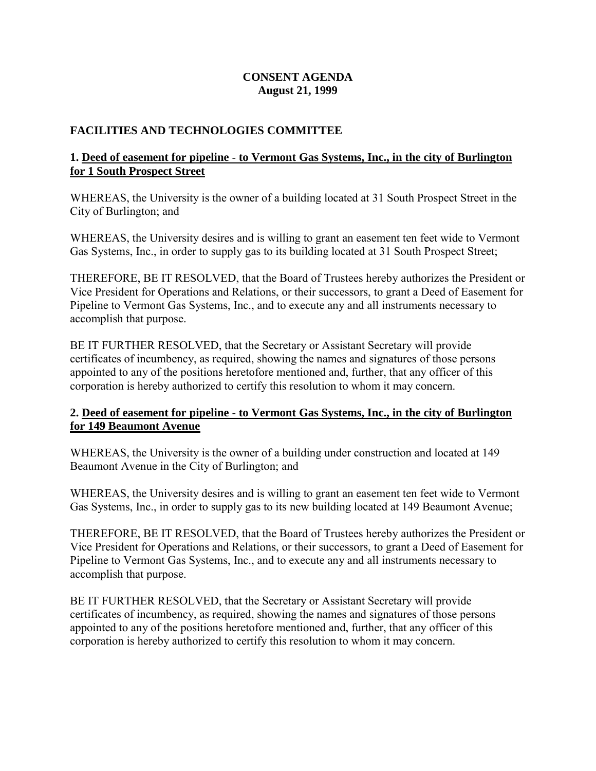**CONSENT AGENDA**
**August 21, 1999**

## FACILITIES AND TECHNOLOGIES COMMITTEE

### 1. Deed of easement for pipeline - to Vermont Gas Systems, Inc., in the city of Burlington for 1 South Prospect Street

WHEREAS, the University is the owner of a building located at 31 South Prospect Street in the City of Burlington; and

WHEREAS, the University desires and is willing to grant an easement ten feet wide to Vermont Gas Systems, Inc., in order to supply gas to its building located at 31 South Prospect Street;

THEREFORE, BE IT RESOLVED, that the Board of Trustees hereby authorizes the President or Vice President for Operations and Relations, or their successors, to grant a Deed of Easement for Pipeline to Vermont Gas Systems, Inc., and to execute any and all instruments necessary to accomplish that purpose.

BE IT FURTHER RESOLVED, that the Secretary or Assistant Secretary will provide certificates of incumbency, as required, showing the names and signatures of those persons appointed to any of the positions heretofore mentioned and, further, that any officer of this corporation is hereby authorized to certify this resolution to whom it may concern.

### 2. Deed of easement for pipeline - to Vermont Gas Systems, Inc., in the city of Burlington for 149 Beaumont Avenue

WHEREAS, the University is the owner of a building under construction and located at 149 Beaumont Avenue in the City of Burlington; and

WHEREAS, the University desires and is willing to grant an easement ten feet wide to Vermont Gas Systems, Inc., in order to supply gas to its new building located at 149 Beaumont Avenue;

THEREFORE, BE IT RESOLVED, that the Board of Trustees hereby authorizes the President or Vice President for Operations and Relations, or their successors, to grant a Deed of Easement for Pipeline to Vermont Gas Systems, Inc., and to execute any and all instruments necessary to accomplish that purpose.

BE IT FURTHER RESOLVED, that the Secretary or Assistant Secretary will provide certificates of incumbency, as required, showing the names and signatures of those persons appointed to any of the positions heretofore mentioned and, further, that any officer of this corporation is hereby authorized to certify this resolution to whom it may concern.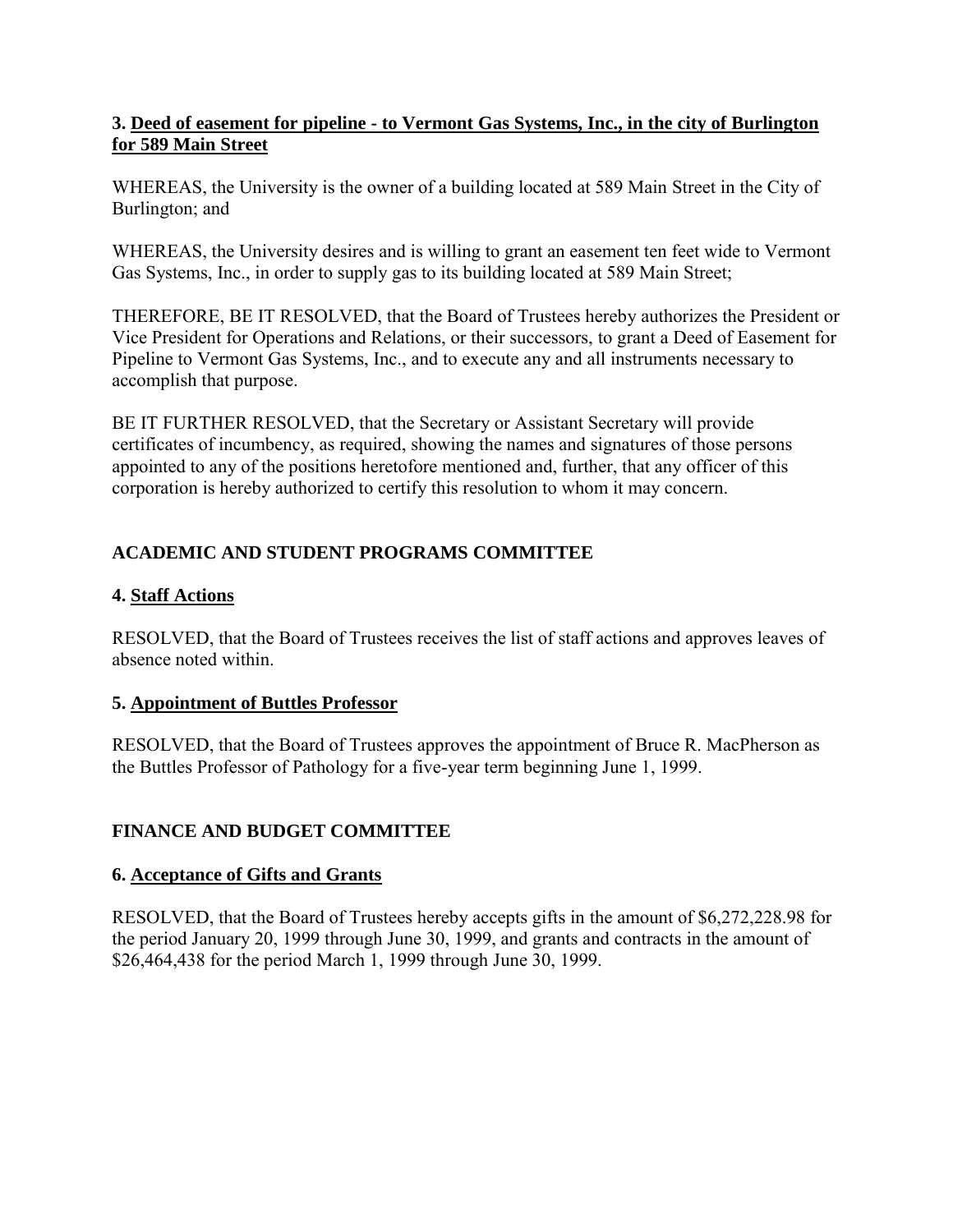**3. Deed of easement for pipeline - to Vermont Gas Systems, Inc., in the city of Burlington for 589 Main Street**

WHEREAS, the University is the owner of a building located at 589 Main Street in the City of Burlington; and

WHEREAS, the University desires and is willing to grant an easement ten feet wide to Vermont Gas Systems, Inc., in order to supply gas to its building located at 589 Main Street;

THEREFORE, BE IT RESOLVED, that the Board of Trustees hereby authorizes the President or Vice President for Operations and Relations, or their successors, to grant a Deed of Easement for Pipeline to Vermont Gas Systems, Inc., and to execute any and all instruments necessary to accomplish that purpose.

BE IT FURTHER RESOLVED, that the Secretary or Assistant Secretary will provide certificates of incumbency, as required, showing the names and signatures of those persons appointed to any of the positions heretofore mentioned and, further, that any officer of this corporation is hereby authorized to certify this resolution to whom it may concern.

## ACADEMIC AND STUDENT PROGRAMS COMMITTEE

**4. Staff Actions**

RESOLVED, that the Board of Trustees receives the list of staff actions and approves leaves of absence noted within.

**5. Appointment of Buttles Professor**

RESOLVED, that the Board of Trustees approves the appointment of Bruce R. MacPherson as the Buttles Professor of Pathology for a five-year term beginning June 1, 1999.

## FINANCE AND BUDGET COMMITTEE

**6. Acceptance of Gifts and Grants**

RESOLVED, that the Board of Trustees hereby accepts gifts in the amount of $6,272,228.98 for the period January 20, 1999 through June 30, 1999, and grants and contracts in the amount of $26,464,438 for the period March 1, 1999 through June 30, 1999.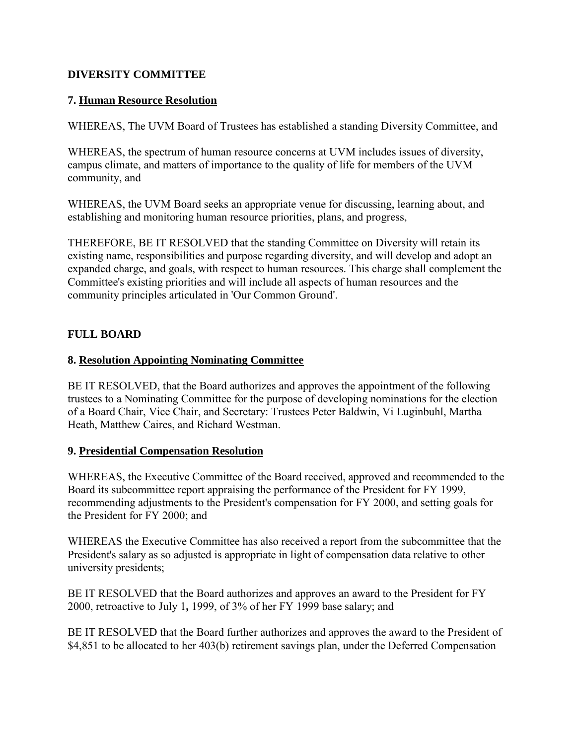## DIVERSITY COMMITTEE

### 7. Human Resource Resolution

WHEREAS, The UVM Board of Trustees has established a standing Diversity Committee, and

WHEREAS, the spectrum of human resource concerns at UVM includes issues of diversity, campus climate, and matters of importance to the quality of life for members of the UVM community, and

WHEREAS, the UVM Board seeks an appropriate venue for discussing, learning about, and establishing and monitoring human resource priorities, plans, and progress,

THEREFORE, BE IT RESOLVED that the standing Committee on Diversity will retain its existing name, responsibilities and purpose regarding diversity, and will develop and adopt an expanded charge, and goals, with respect to human resources. This charge shall complement the Committee's existing priorities and will include all aspects of human resources and the community principles articulated in 'Our Common Ground'.

## FULL BOARD

### 8. Resolution Appointing Nominating Committee

BE IT RESOLVED, that the Board authorizes and approves the appointment of the following trustees to a Nominating Committee for the purpose of developing nominations for the election of a Board Chair, Vice Chair, and Secretary: Trustees Peter Baldwin, Vi Luginbuhl, Martha Heath, Matthew Caires, and Richard Westman.

### 9. Presidential Compensation Resolution

WHEREAS, the Executive Committee of the Board received, approved and recommended to the Board its subcommittee report appraising the performance of the President for FY 1999, recommending adjustments to the President's compensation for FY 2000, and setting goals for the President for FY 2000; and

WHEREAS the Executive Committee has also received a report from the subcommittee that the President's salary as so adjusted is appropriate in light of compensation data relative to other university presidents;

BE IT RESOLVED that the Board authorizes and approves an award to the President for FY 2000, retroactive to July 1**,** 1999, of 3% of her FY 1999 base salary; and

BE IT RESOLVED that the Board further authorizes and approves the award to the President of $4,851 to be allocated to her 403(b) retirement savings plan, under the Deferred Compensation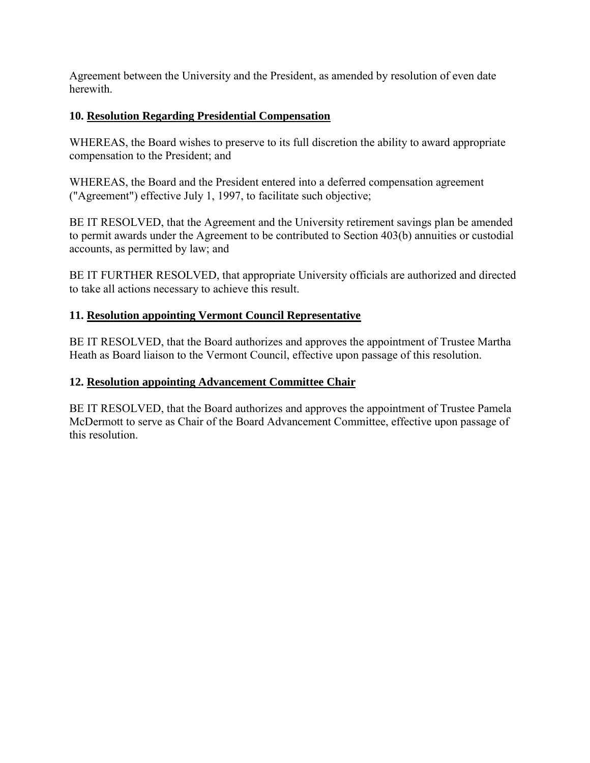Agreement between the University and the President, as amended by resolution of even date herewith.

**10. <u>Resolution Regarding Presidential Compensation</u>**

WHEREAS, the Board wishes to preserve to its full discretion the ability to award appropriate compensation to the President; and

WHEREAS, the Board and the President entered into a deferred compensation agreement ("Agreement") effective July 1, 1997, to facilitate such objective;

BE IT RESOLVED, that the Agreement and the University retirement savings plan be amended to permit awards under the Agreement to be contributed to Section 403(b) annuities or custodial accounts, as permitted by law; and

BE IT FURTHER RESOLVED, that appropriate University officials are authorized and directed to take all actions necessary to achieve this result.

**11. <u>Resolution appointing Vermont Council Representative</u>**

BE IT RESOLVED, that the Board authorizes and approves the appointment of Trustee Martha Heath as Board liaison to the Vermont Council, effective upon passage of this resolution.

**12. <u>Resolution appointing Advancement Committee Chair</u>**

BE IT RESOLVED, that the Board authorizes and approves the appointment of Trustee Pamela McDermott to serve as Chair of the Board Advancement Committee, effective upon passage of this resolution.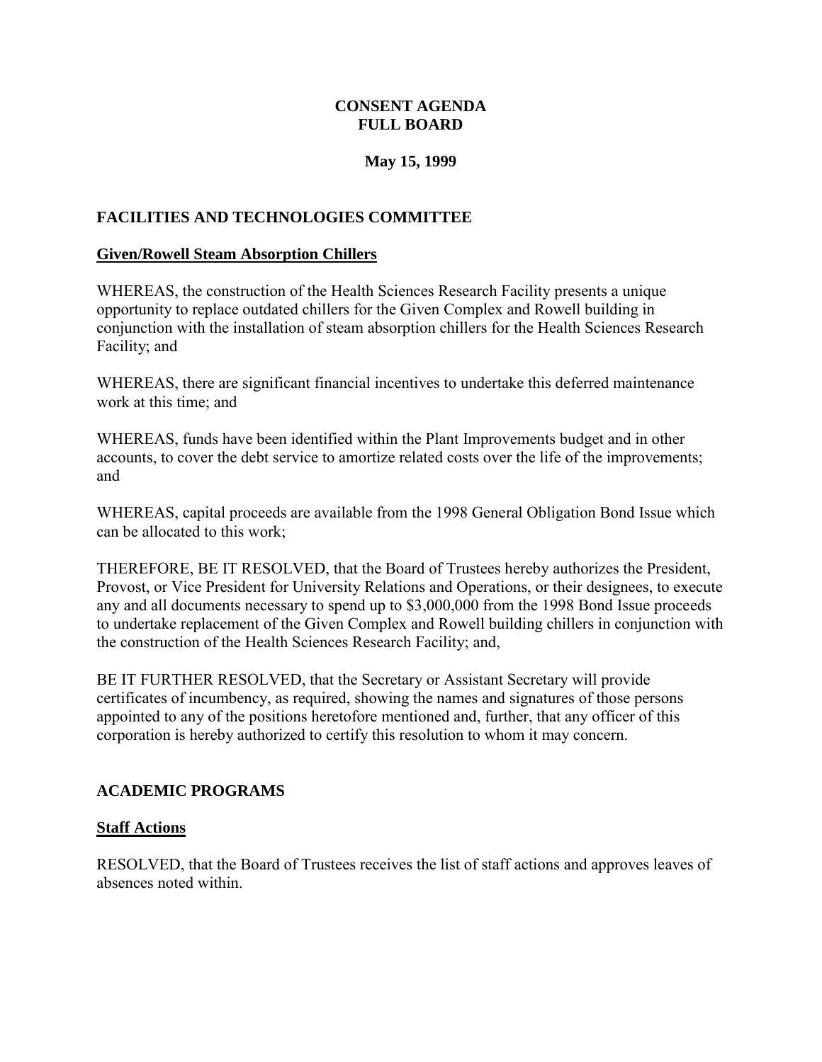**CONSENT AGENDA**
**FULL BOARD**

**May 15, 1999**

## FACILITIES AND TECHNOLOGIES COMMITTEE

### Given/Rowell Steam Absorption Chillers

WHEREAS, the construction of the Health Sciences Research Facility presents a unique opportunity to replace outdated chillers for the Given Complex and Rowell building in conjunction with the installation of steam absorption chillers for the Health Sciences Research Facility; and

WHEREAS, there are significant financial incentives to undertake this deferred maintenance work at this time; and

WHEREAS, funds have been identified within the Plant Improvements budget and in other accounts, to cover the debt service to amortize related costs over the life of the improvements; and

WHEREAS, capital proceeds are available from the 1998 General Obligation Bond Issue which can be allocated to this work;

THEREFORE, BE IT RESOLVED, that the Board of Trustees hereby authorizes the President, Provost, or Vice President for University Relations and Operations, or their designees, to execute any and all documents necessary to spend up to $3,000,000 from the 1998 Bond Issue proceeds to undertake replacement of the Given Complex and Rowell building chillers in conjunction with the construction of the Health Sciences Research Facility; and,

BE IT FURTHER RESOLVED, that the Secretary or Assistant Secretary will provide certificates of incumbency, as required, showing the names and signatures of those persons appointed to any of the positions heretofore mentioned and, further, that any officer of this corporation is hereby authorized to certify this resolution to whom it may concern.

## ACADEMIC PROGRAMS

### Staff Actions

RESOLVED, that the Board of Trustees receives the list of staff actions and approves leaves of absences noted within.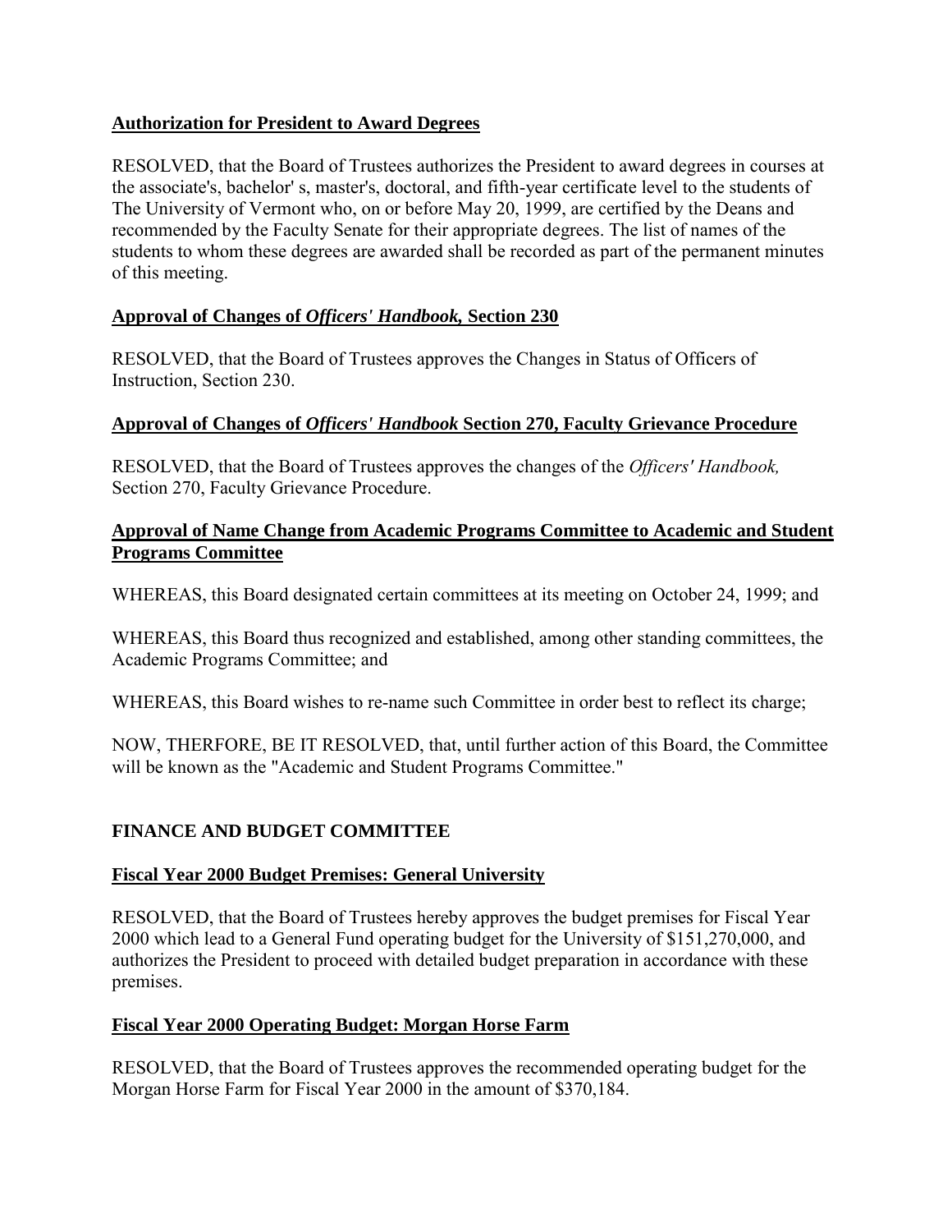**Authorization for President to Award Degrees**

RESOLVED, that the Board of Trustees authorizes the President to award degrees in courses at the associate's, bachelor' s, master's, doctoral, and fifth-year certificate level to the students of The University of Vermont who, on or before May 20, 1999, are certified by the Deans and recommended by the Faculty Senate for their appropriate degrees. The list of names of the students to whom these degrees are awarded shall be recorded as part of the permanent minutes of this meeting.

**Approval of Changes of *Officers' Handbook,* Section 230**

RESOLVED, that the Board of Trustees approves the Changes in Status of Officers of Instruction, Section 230.

**Approval of Changes of *Officers' Handbook* Section 270, Faculty Grievance Procedure**

RESOLVED, that the Board of Trustees approves the changes of the *Officers' Handbook,* Section 270, Faculty Grievance Procedure.

**Approval of Name Change from Academic Programs Committee to Academic and Student Programs Committee**

WHEREAS, this Board designated certain committees at its meeting on October 24, 1999; and

WHEREAS, this Board thus recognized and established, among other standing committees, the Academic Programs Committee; and

WHEREAS, this Board wishes to re-name such Committee in order best to reflect its charge;

NOW, THERFORE, BE IT RESOLVED, that, until further action of this Board, the Committee will be known as the "Academic and Student Programs Committee."

## FINANCE AND BUDGET COMMITTEE

**Fiscal Year 2000 Budget Premises: General University**

RESOLVED, that the Board of Trustees hereby approves the budget premises for Fiscal Year 2000 which lead to a General Fund operating budget for the University of $151,270,000, and authorizes the President to proceed with detailed budget preparation in accordance with these premises.

**Fiscal Year 2000 Operating Budget: Morgan Horse Farm**

RESOLVED, that the Board of Trustees approves the recommended operating budget for the Morgan Horse Farm for Fiscal Year 2000 in the amount of $370,184.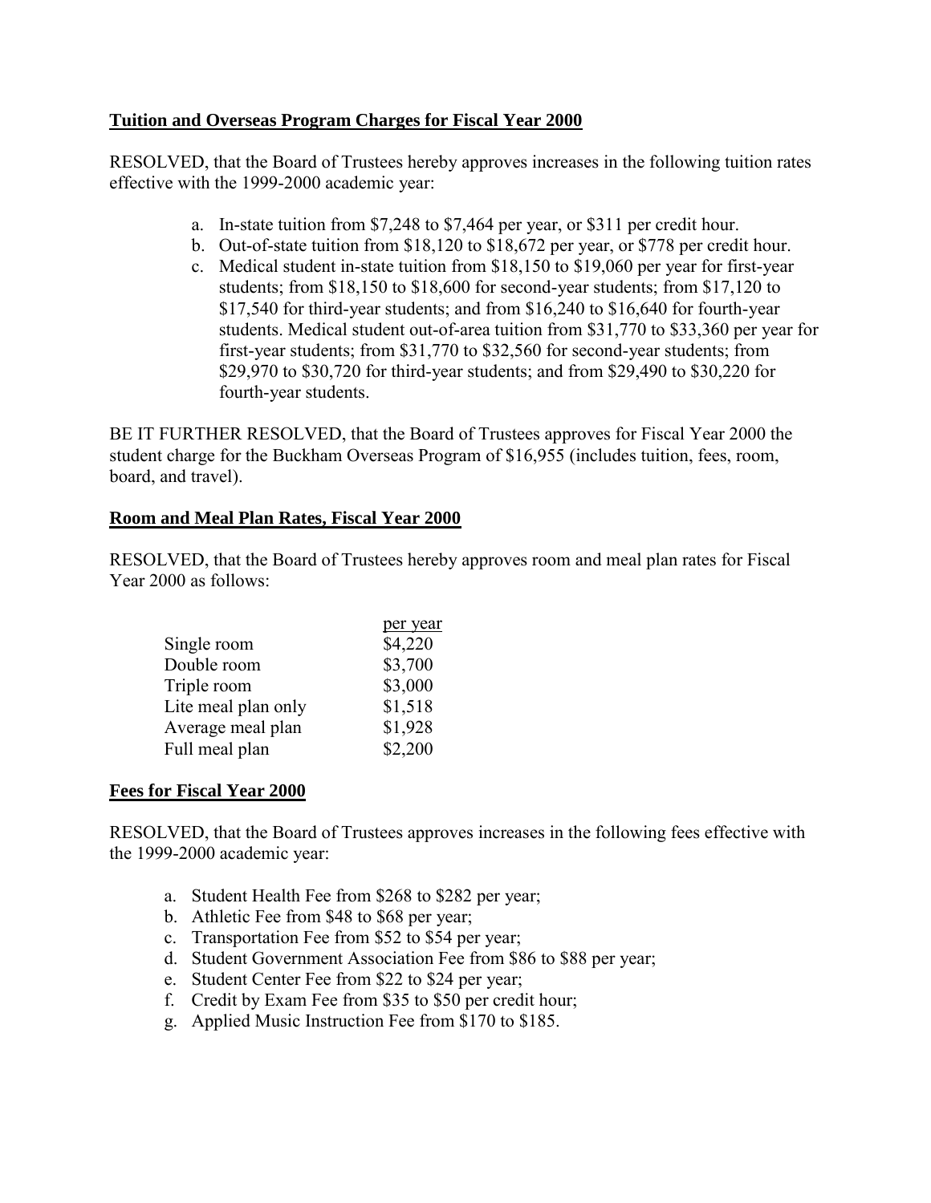**Tuition and Overseas Program Charges for Fiscal Year 2000**

RESOLVED, that the Board of Trustees hereby approves increases in the following tuition rates effective with the 1999-2000 academic year:

a. In-state tuition from $7,248 to $7,464 per year, or $311 per credit hour.
b. Out-of-state tuition from $18,120 to $18,672 per year, or $778 per credit hour.
c. Medical student in-state tuition from $18,150 to $19,060 per year for first-year students; from $18,150 to $18,600 for second-year students; from $17,120 to $17,540 for third-year students; and from $16,240 to $16,640 for fourth-year students. Medical student out-of-area tuition from $31,770 to $33,360 per year for first-year students; from $31,770 to $32,560 for second-year students; from $29,970 to $30,720 for third-year students; and from $29,490 to $30,220 for fourth-year students.

BE IT FURTHER RESOLVED, that the Board of Trustees approves for Fiscal Year 2000 the student charge for the Buckham Overseas Program of $16,955 (includes tuition, fees, room, board, and travel).

**Room and Meal Plan Rates, Fiscal Year 2000**

RESOLVED, that the Board of Trustees hereby approves room and meal plan rates for Fiscal Year 2000 as follows:

| | per year |
|---|---|
| Single room | $4,220 |
| Double room | $3,700 |
| Triple room | $3,000 |
| Lite meal plan only | $1,518 |
| Average meal plan | $1,928 |
| Full meal plan | $2,200 |

**Fees for Fiscal Year 2000**

RESOLVED, that the Board of Trustees approves increases in the following fees effective with the 1999-2000 academic year:

a. Student Health Fee from $268 to $282 per year;
b. Athletic Fee from $48 to $68 per year;
c. Transportation Fee from $52 to $54 per year;
d. Student Government Association Fee from $86 to $88 per year;
e. Student Center Fee from $22 to $24 per year;
f. Credit by Exam Fee from $35 to $50 per credit hour;
g. Applied Music Instruction Fee from $170 to $185.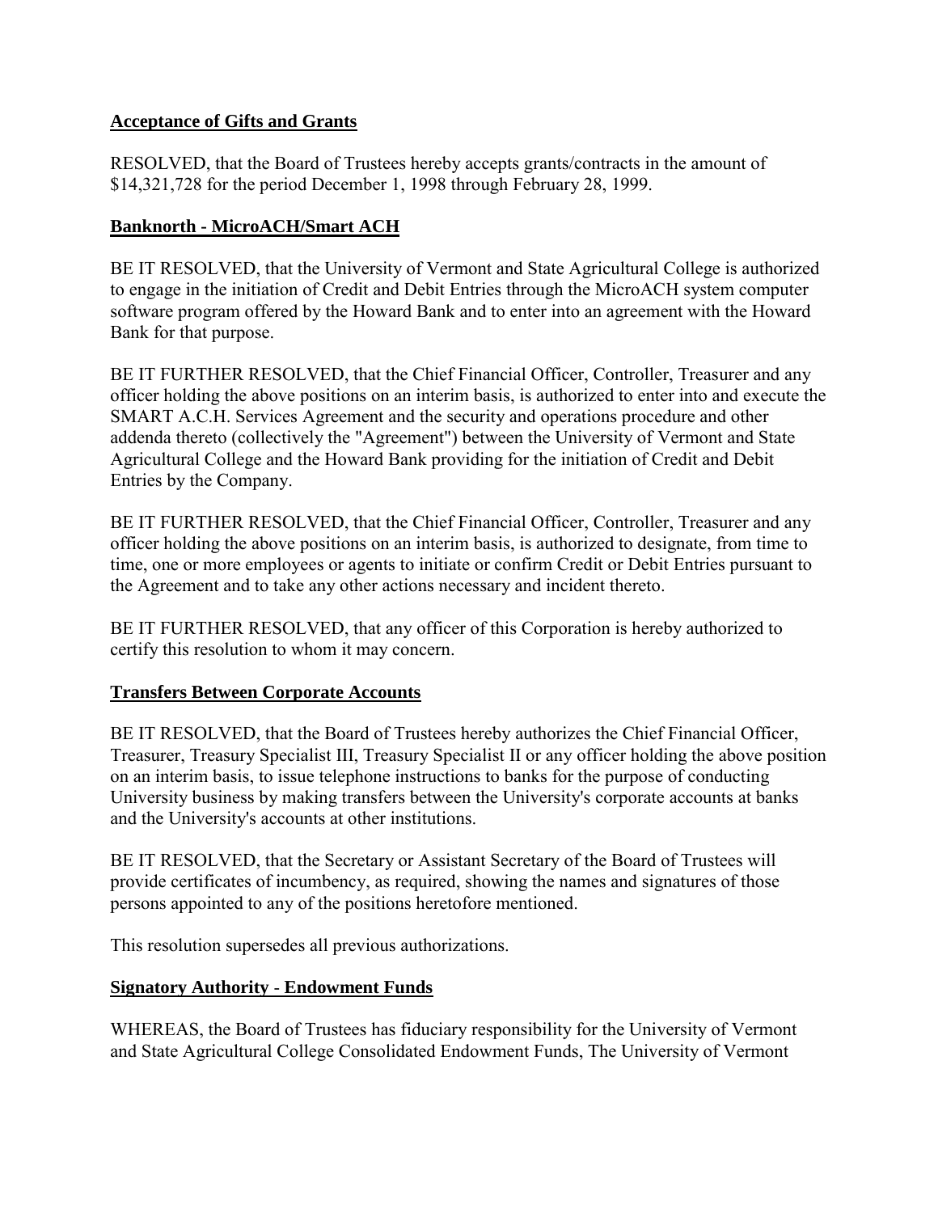**Acceptance of Gifts and Grants**

RESOLVED, that the Board of Trustees hereby accepts grants/contracts in the amount of $14,321,728 for the period December 1, 1998 through February 28, 1999.

**Banknorth - MicroACH/Smart ACH**

BE IT RESOLVED, that the University of Vermont and State Agricultural College is authorized to engage in the initiation of Credit and Debit Entries through the MicroACH system computer software program offered by the Howard Bank and to enter into an agreement with the Howard Bank for that purpose.

BE IT FURTHER RESOLVED, that the Chief Financial Officer, Controller, Treasurer and any officer holding the above positions on an interim basis, is authorized to enter into and execute the SMART A.C.H. Services Agreement and the security and operations procedure and other addenda thereto (collectively the "Agreement") between the University of Vermont and State Agricultural College and the Howard Bank providing for the initiation of Credit and Debit Entries by the Company.

BE IT FURTHER RESOLVED, that the Chief Financial Officer, Controller, Treasurer and any officer holding the above positions on an interim basis, is authorized to designate, from time to time, one or more employees or agents to initiate or confirm Credit or Debit Entries pursuant to the Agreement and to take any other actions necessary and incident thereto.

BE IT FURTHER RESOLVED, that any officer of this Corporation is hereby authorized to certify this resolution to whom it may concern.

**Transfers Between Corporate Accounts**

BE IT RESOLVED, that the Board of Trustees hereby authorizes the Chief Financial Officer, Treasurer, Treasury Specialist III, Treasury Specialist II or any officer holding the above position on an interim basis, to issue telephone instructions to banks for the purpose of conducting University business by making transfers between the University's corporate accounts at banks and the University's accounts at other institutions.

BE IT RESOLVED, that the Secretary or Assistant Secretary of the Board of Trustees will provide certificates of incumbency, as required, showing the names and signatures of those persons appointed to any of the positions heretofore mentioned.

This resolution supersedes all previous authorizations.

**Signatory Authority - Endowment Funds**

WHEREAS, the Board of Trustees has fiduciary responsibility for the University of Vermont and State Agricultural College Consolidated Endowment Funds, The University of Vermont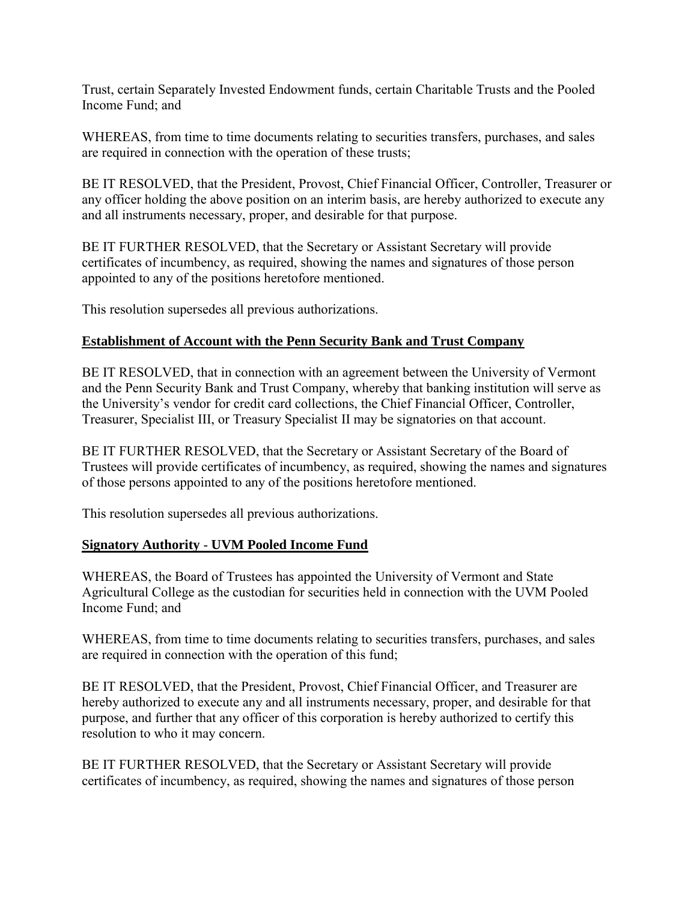Trust, certain Separately Invested Endowment funds, certain Charitable Trusts and the Pooled Income Fund; and

WHEREAS, from time to time documents relating to securities transfers, purchases, and sales are required in connection with the operation of these trusts;

BE IT RESOLVED, that the President, Provost, Chief Financial Officer, Controller, Treasurer or any officer holding the above position on an interim basis, are hereby authorized to execute any and all instruments necessary, proper, and desirable for that purpose.

BE IT FURTHER RESOLVED, that the Secretary or Assistant Secretary will provide certificates of incumbency, as required, showing the names and signatures of those person appointed to any of the positions heretofore mentioned.

This resolution supersedes all previous authorizations.

## Establishment of Account with the Penn Security Bank and Trust Company

BE IT RESOLVED, that in connection with an agreement between the University of Vermont and the Penn Security Bank and Trust Company, whereby that banking institution will serve as the University's vendor for credit card collections, the Chief Financial Officer, Controller, Treasurer, Specialist III, or Treasury Specialist II may be signatories on that account.

BE IT FURTHER RESOLVED, that the Secretary or Assistant Secretary of the Board of Trustees will provide certificates of incumbency, as required, showing the names and signatures of those persons appointed to any of the positions heretofore mentioned.

This resolution supersedes all previous authorizations.

## Signatory Authority - UVM Pooled Income Fund

WHEREAS, the Board of Trustees has appointed the University of Vermont and State Agricultural College as the custodian for securities held in connection with the UVM Pooled Income Fund; and

WHEREAS, from time to time documents relating to securities transfers, purchases, and sales are required in connection with the operation of this fund;

BE IT RESOLVED, that the President, Provost, Chief Financial Officer, and Treasurer are hereby authorized to execute any and all instruments necessary, proper, and desirable for that purpose, and further that any officer of this corporation is hereby authorized to certify this resolution to who it may concern.

BE IT FURTHER RESOLVED, that the Secretary or Assistant Secretary will provide certificates of incumbency, as required, showing the names and signatures of those person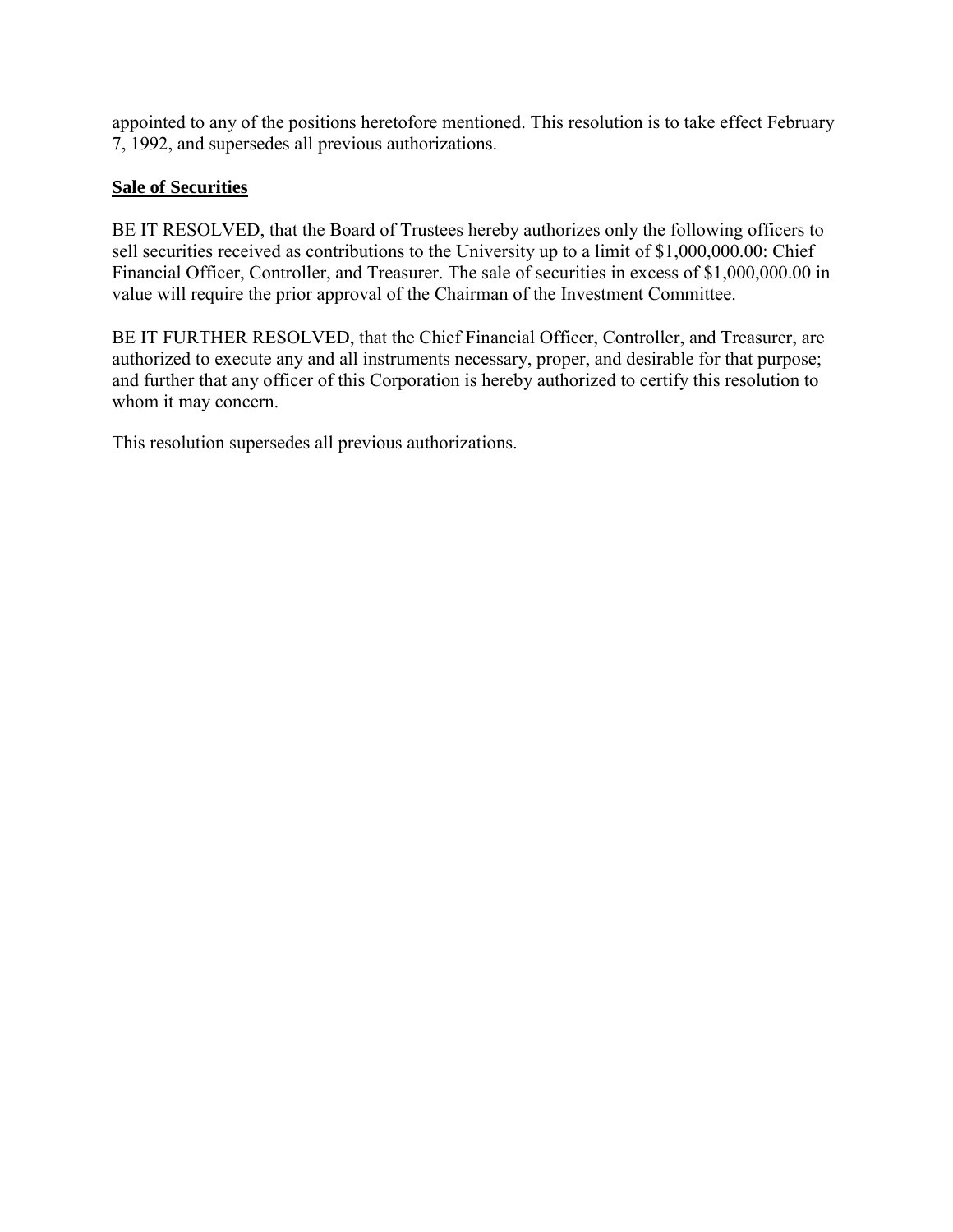appointed to any of the positions heretofore mentioned. This resolution is to take effect February 7, 1992, and supersedes all previous authorizations.

## Sale of Securities

BE IT RESOLVED, that the Board of Trustees hereby authorizes only the following officers to sell securities received as contributions to the University up to a limit of $1,000,000.00: Chief Financial Officer, Controller, and Treasurer. The sale of securities in excess of $1,000,000.00 in value will require the prior approval of the Chairman of the Investment Committee.

BE IT FURTHER RESOLVED, that the Chief Financial Officer, Controller, and Treasurer, are authorized to execute any and all instruments necessary, proper, and desirable for that purpose; and further that any officer of this Corporation is hereby authorized to certify this resolution to whom it may concern.

This resolution supersedes all previous authorizations.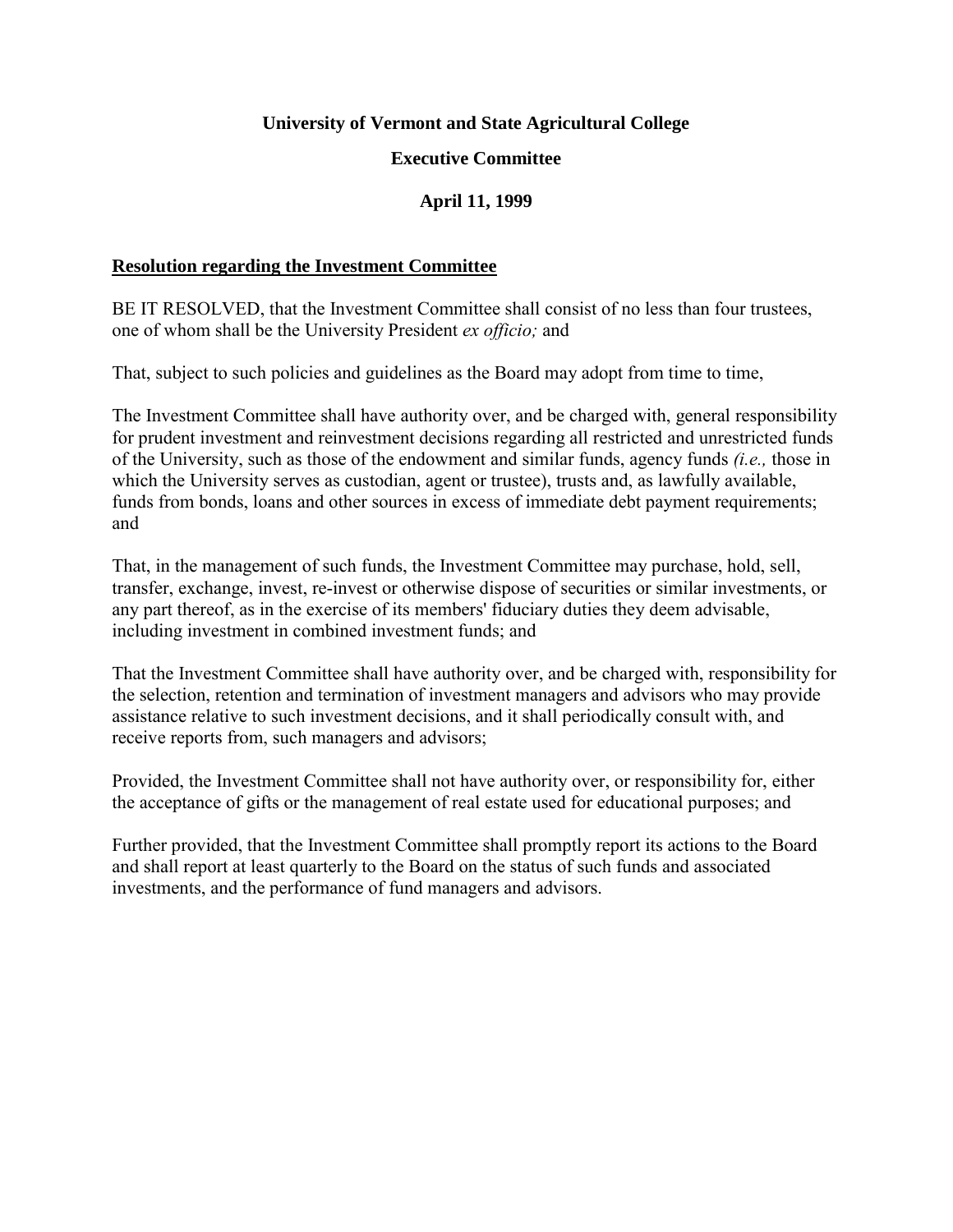**University of Vermont and State Agricultural College**

**Executive Committee**

**April 11, 1999**

**Resolution regarding the Investment Committee**

BE IT RESOLVED, that the Investment Committee shall consist of no less than four trustees, one of whom shall be the University President *ex officio;* and

That, subject to such policies and guidelines as the Board may adopt from time to time,

The Investment Committee shall have authority over, and be charged with, general responsibility for prudent investment and reinvestment decisions regarding all restricted and unrestricted funds of the University, such as those of the endowment and similar funds, agency funds *(i.e.,* those in which the University serves as custodian, agent or trustee), trusts and, as lawfully available, funds from bonds, loans and other sources in excess of immediate debt payment requirements; and

That, in the management of such funds, the Investment Committee may purchase, hold, sell, transfer, exchange, invest, re-invest or otherwise dispose of securities or similar investments, or any part thereof, as in the exercise of its members' fiduciary duties they deem advisable, including investment in combined investment funds; and

That the Investment Committee shall have authority over, and be charged with, responsibility for the selection, retention and termination of investment managers and advisors who may provide assistance relative to such investment decisions, and it shall periodically consult with, and receive reports from, such managers and advisors;

Provided, the Investment Committee shall not have authority over, or responsibility for, either the acceptance of gifts or the management of real estate used for educational purposes; and

Further provided, that the Investment Committee shall promptly report its actions to the Board and shall report at least quarterly to the Board on the status of such funds and associated investments, and the performance of fund managers and advisors.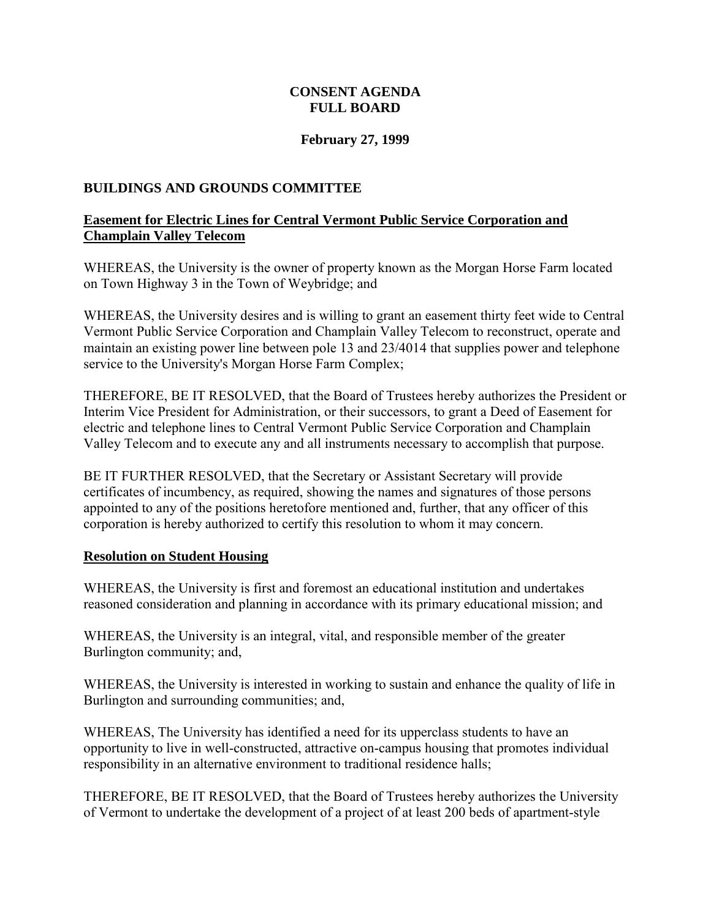# CONSENT AGENDA
# FULL BOARD

**February 27, 1999**

## BUILDINGS AND GROUNDS COMMITTEE

### Easement for Electric Lines for Central Vermont Public Service Corporation and Champlain Valley Telecom

WHEREAS, the University is the owner of property known as the Morgan Horse Farm located on Town Highway 3 in the Town of Weybridge; and

WHEREAS, the University desires and is willing to grant an easement thirty feet wide to Central Vermont Public Service Corporation and Champlain Valley Telecom to reconstruct, operate and maintain an existing power line between pole 13 and 23/4014 that supplies power and telephone service to the University's Morgan Horse Farm Complex;

THEREFORE, BE IT RESOLVED, that the Board of Trustees hereby authorizes the President or Interim Vice President for Administration, or their successors, to grant a Deed of Easement for electric and telephone lines to Central Vermont Public Service Corporation and Champlain Valley Telecom and to execute any and all instruments necessary to accomplish that purpose.

BE IT FURTHER RESOLVED, that the Secretary or Assistant Secretary will provide certificates of incumbency, as required, showing the names and signatures of those persons appointed to any of the positions heretofore mentioned and, further, that any officer of this corporation is hereby authorized to certify this resolution to whom it may concern.

### Resolution on Student Housing

WHEREAS, the University is first and foremost an educational institution and undertakes reasoned consideration and planning in accordance with its primary educational mission; and

WHEREAS, the University is an integral, vital, and responsible member of the greater Burlington community; and,

WHEREAS, the University is interested in working to sustain and enhance the quality of life in Burlington and surrounding communities; and,

WHEREAS, The University has identified a need for its upperclass students to have an opportunity to live in well-constructed, attractive on-campus housing that promotes individual responsibility in an alternative environment to traditional residence halls;

THEREFORE, BE IT RESOLVED, that the Board of Trustees hereby authorizes the University of Vermont to undertake the development of a project of at least 200 beds of apartment-style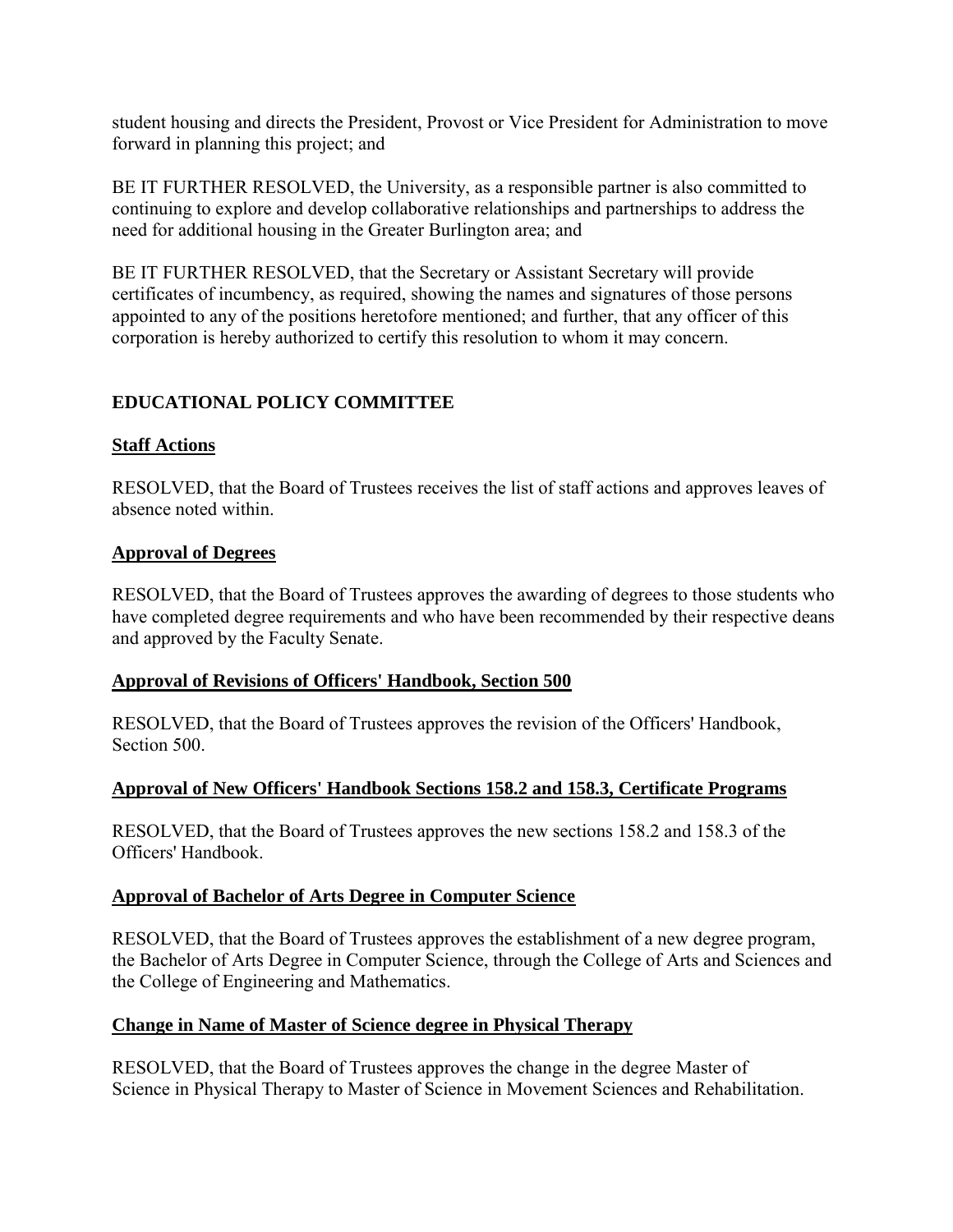student housing and directs the President, Provost or Vice President for Administration to move forward in planning this project; and

BE IT FURTHER RESOLVED, the University, as a responsible partner is also committed to continuing to explore and develop collaborative relationships and partnerships to address the need for additional housing in the Greater Burlington area; and

BE IT FURTHER RESOLVED, that the Secretary or Assistant Secretary will provide certificates of incumbency, as required, showing the names and signatures of those persons appointed to any of the positions heretofore mentioned; and further, that any officer of this corporation is hereby authorized to certify this resolution to whom it may concern.

## EDUCATIONAL POLICY COMMITTEE

### Staff Actions

RESOLVED, that the Board of Trustees receives the list of staff actions and approves leaves of absence noted within.

### Approval of Degrees

RESOLVED, that the Board of Trustees approves the awarding of degrees to those students who have completed degree requirements and who have been recommended by their respective deans and approved by the Faculty Senate.

### Approval of Revisions of Officers' Handbook, Section 500

RESOLVED, that the Board of Trustees approves the revision of the Officers' Handbook, Section 500.

### Approval of New Officers' Handbook Sections 158.2 and 158.3, Certificate Programs

RESOLVED, that the Board of Trustees approves the new sections 158.2 and 158.3 of the Officers' Handbook.

### Approval of Bachelor of Arts Degree in Computer Science

RESOLVED, that the Board of Trustees approves the establishment of a new degree program, the Bachelor of Arts Degree in Computer Science, through the College of Arts and Sciences and the College of Engineering and Mathematics.

### Change in Name of Master of Science degree in Physical Therapy

RESOLVED, that the Board of Trustees approves the change in the degree Master of Science in Physical Therapy to Master of Science in Movement Sciences and Rehabilitation.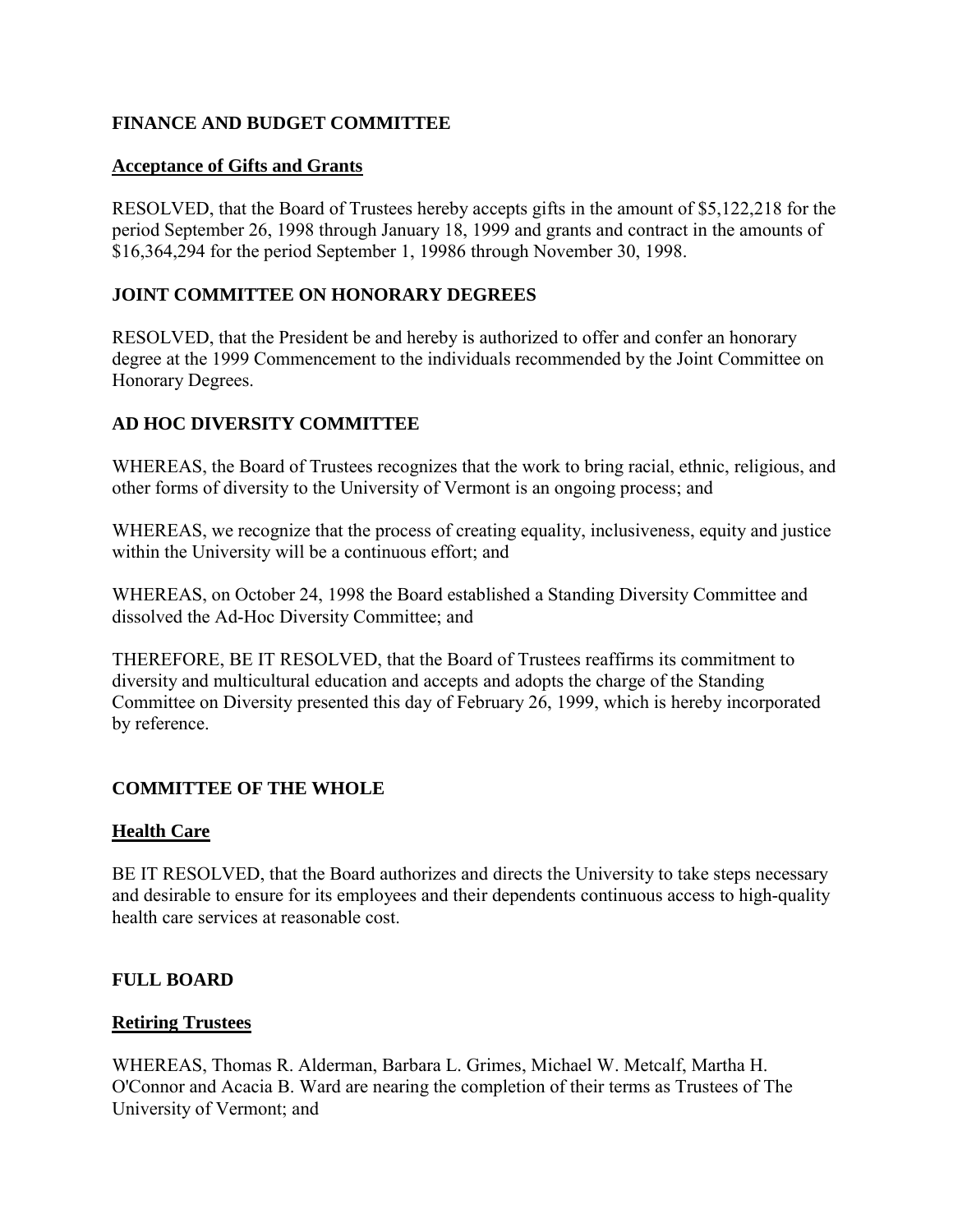**FINANCE AND BUDGET COMMITTEE**

**Acceptance of Gifts and Grants**

RESOLVED, that the Board of Trustees hereby accepts gifts in the amount of $5,122,218 for the period September 26, 1998 through January 18, 1999 and grants and contract in the amounts of $16,364,294 for the period September 1, 19986 through November 30, 1998.

**JOINT COMMITTEE ON HONORARY DEGREES**

RESOLVED, that the President be and hereby is authorized to offer and confer an honorary degree at the 1999 Commencement to the individuals recommended by the Joint Committee on Honorary Degrees.

**AD HOC DIVERSITY COMMITTEE**

WHEREAS, the Board of Trustees recognizes that the work to bring racial, ethnic, religious, and other forms of diversity to the University of Vermont is an ongoing process; and

WHEREAS, we recognize that the process of creating equality, inclusiveness, equity and justice within the University will be a continuous effort; and

WHEREAS, on October 24, 1998 the Board established a Standing Diversity Committee and dissolved the Ad-Hoc Diversity Committee; and

THEREFORE, BE IT RESOLVED, that the Board of Trustees reaffirms its commitment to diversity and multicultural education and accepts and adopts the charge of the Standing Committee on Diversity presented this day of February 26, 1999, which is hereby incorporated by reference.

**COMMITTEE OF THE WHOLE**

**Health Care**

BE IT RESOLVED, that the Board authorizes and directs the University to take steps necessary and desirable to ensure for its employees and their dependents continuous access to high-quality health care services at reasonable cost.

**FULL BOARD**

**Retiring Trustees**

WHEREAS, Thomas R. Alderman, Barbara L. Grimes, Michael W. Metcalf, Martha H. O'Connor and Acacia B. Ward are nearing the completion of their terms as Trustees of The University of Vermont; and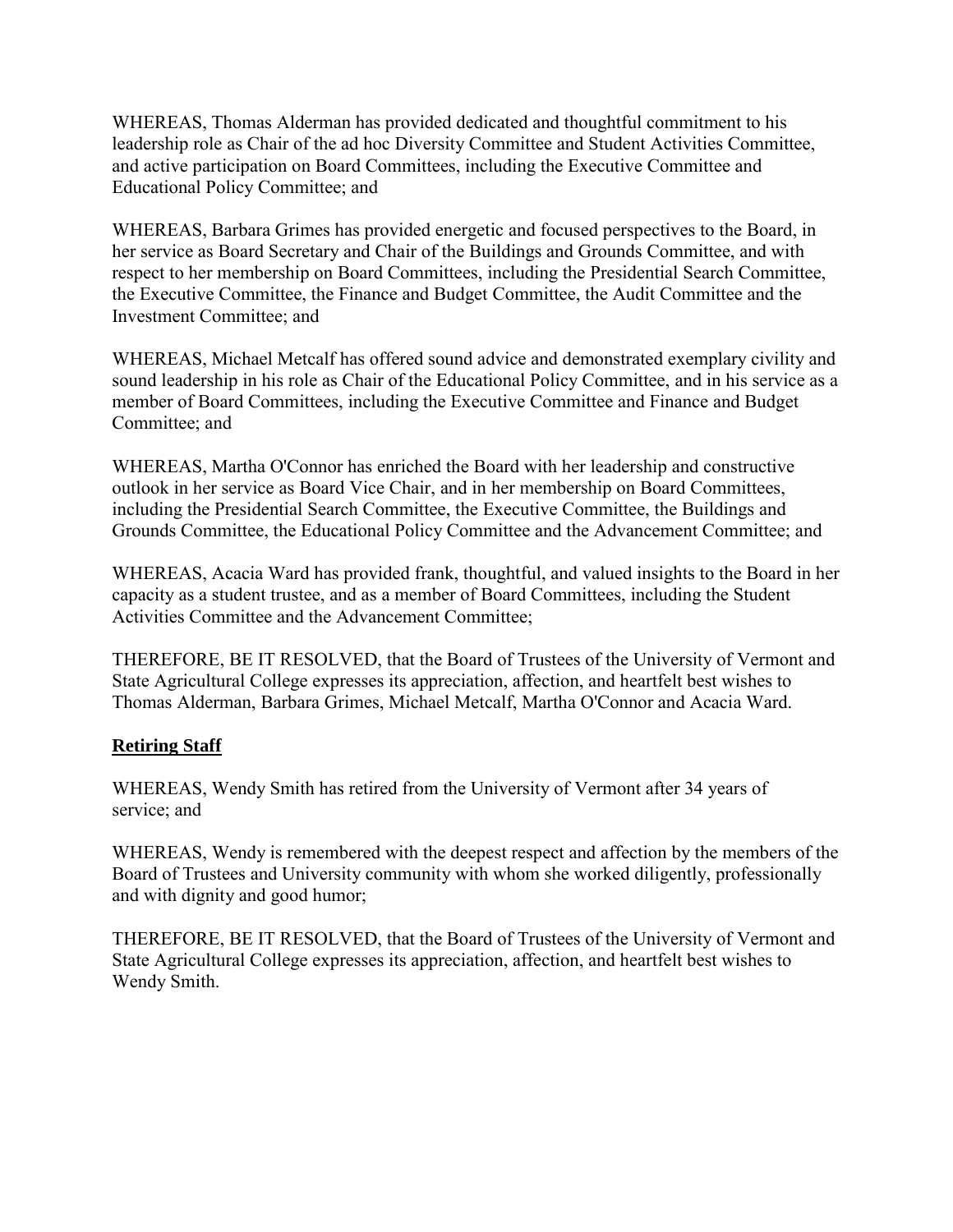WHEREAS, Thomas Alderman has provided dedicated and thoughtful commitment to his leadership role as Chair of the ad hoc Diversity Committee and Student Activities Committee, and active participation on Board Committees, including the Executive Committee and Educational Policy Committee; and

WHEREAS, Barbara Grimes has provided energetic and focused perspectives to the Board, in her service as Board Secretary and Chair of the Buildings and Grounds Committee, and with respect to her membership on Board Committees, including the Presidential Search Committee, the Executive Committee, the Finance and Budget Committee, the Audit Committee and the Investment Committee; and

WHEREAS, Michael Metcalf has offered sound advice and demonstrated exemplary civility and sound leadership in his role as Chair of the Educational Policy Committee, and in his service as a member of Board Committees, including the Executive Committee and Finance and Budget Committee; and

WHEREAS, Martha O'Connor has enriched the Board with her leadership and constructive outlook in her service as Board Vice Chair, and in her membership on Board Committees, including the Presidential Search Committee, the Executive Committee, the Buildings and Grounds Committee, the Educational Policy Committee and the Advancement Committee; and

WHEREAS, Acacia Ward has provided frank, thoughtful, and valued insights to the Board in her capacity as a student trustee, and as a member of Board Committees, including the Student Activities Committee and the Advancement Committee;

THEREFORE, BE IT RESOLVED, that the Board of Trustees of the University of Vermont and State Agricultural College expresses its appreciation, affection, and heartfelt best wishes to Thomas Alderman, Barbara Grimes, Michael Metcalf, Martha O'Connor and Acacia Ward.

## Retiring Staff

WHEREAS, Wendy Smith has retired from the University of Vermont after 34 years of service; and

WHEREAS, Wendy is remembered with the deepest respect and affection by the members of the Board of Trustees and University community with whom she worked diligently, professionally and with dignity and good humor;

THEREFORE, BE IT RESOLVED, that the Board of Trustees of the University of Vermont and State Agricultural College expresses its appreciation, affection, and heartfelt best wishes to Wendy Smith.